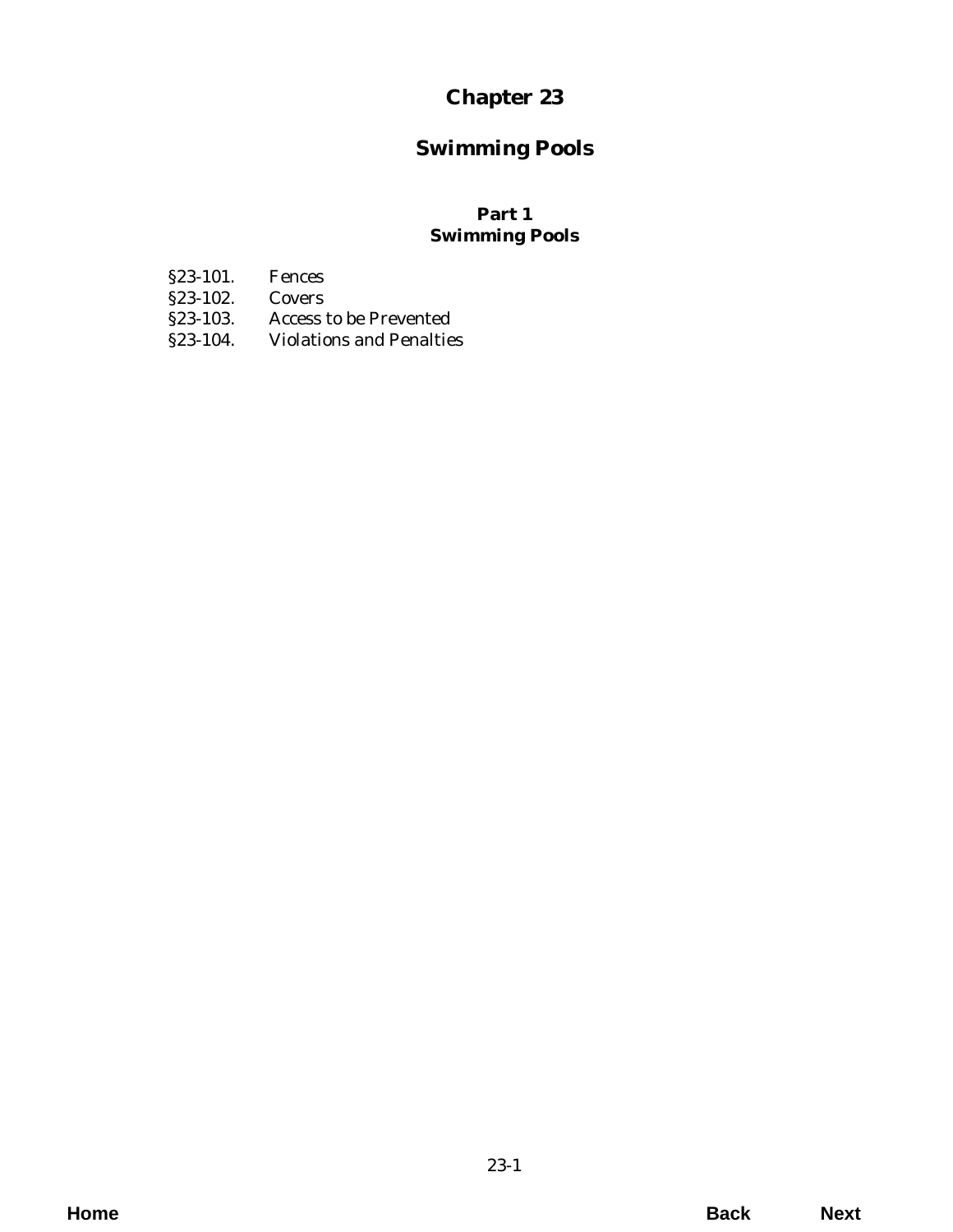# Chapter 23

# Swimming Pools

## Part 1
## Swimming Pools

§23-101. Fences
§23-102. Covers
§23-103. Access to be Prevented
§23-104. Violations and Penalties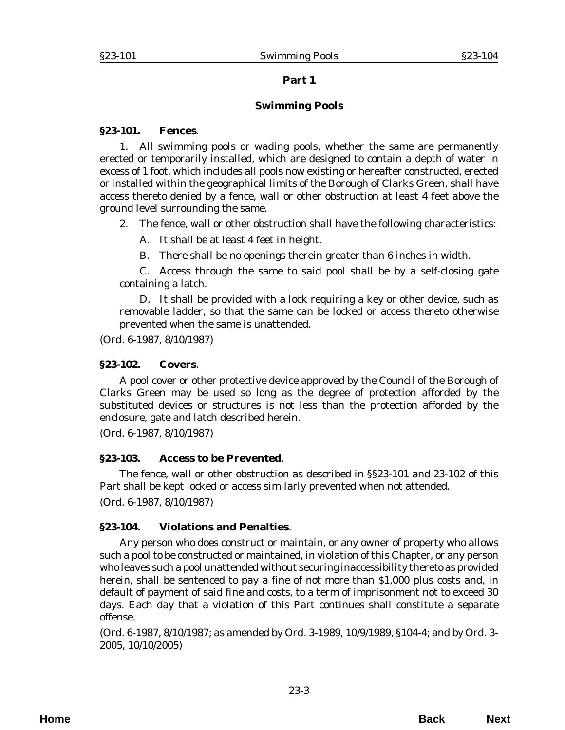## Part 1

## Swimming Pools

### §23-101. Fences.

1. All swimming pools or wading pools, whether the same are permanently erected or temporarily installed, which are designed to contain a depth of water in excess of 1 foot, which includes all pools now existing or hereafter constructed, erected or installed within the geographical limits of the Borough of Clarks Green, shall have access thereto denied by a fence, wall or other obstruction at least 4 feet above the ground level surrounding the same.

2. The fence, wall or other obstruction shall have the following characteristics:

   A. It shall be at least 4 feet in height.

   B. There shall be no openings therein greater than 6 inches in width.

   C. Access through the same to said pool shall be by a self-closing gate containing a latch.

   D. It shall be provided with a lock requiring a key or other device, such as removable ladder, so that the same can be locked or access thereto otherwise prevented when the same is unattended.

(Ord. 6-1987, 8/10/1987)

### §23-102. Covers.

A pool cover or other protective device approved by the Council of the Borough of Clarks Green may be used so long as the degree of protection afforded by the substituted devices or structures is not less than the protection afforded by the enclosure, gate and latch described herein.

(Ord. 6-1987, 8/10/1987)

### §23-103. Access to be Prevented.

The fence, wall or other obstruction as described in §§23-101 and 23-102 of this Part shall be kept locked or access similarly prevented when not attended.

(Ord. 6-1987, 8/10/1987)

### §23-104. Violations and Penalties.

Any person who does construct or maintain, or any owner of property who allows such a pool to be constructed or maintained, in violation of this Chapter, or any person who leaves such a pool unattended without securing inaccessibility thereto as provided herein, shall be sentenced to pay a fine of not more than $1,000 plus costs and, in default of payment of said fine and costs, to a term of imprisonment not to exceed 30 days. Each day that a violation of this Part continues shall constitute a separate offense.

(Ord. 6-1987, 8/10/1987; as amended by Ord. 3-1989, 10/9/1989, §104-4; and by Ord. 3-2005, 10/10/2005)